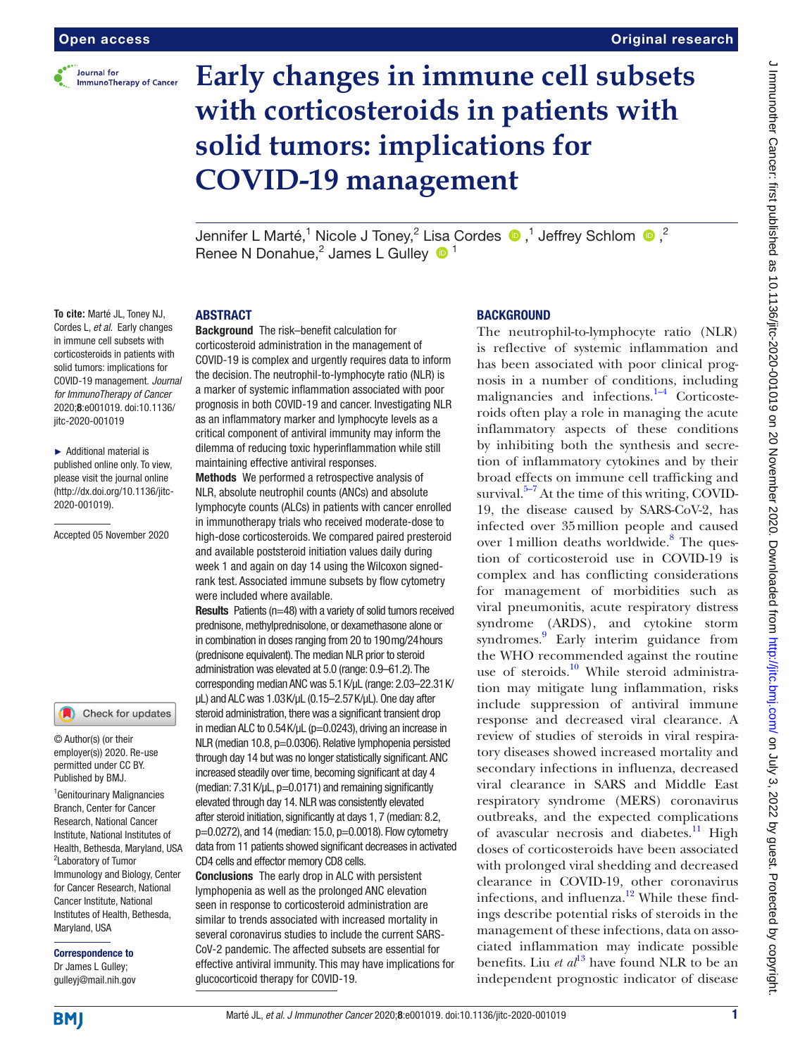Open access

Original research

# Early changes in immune cell subsets with corticosteroids in patients with solid tumors: implications for COVID-19 management

Jennifer L Marté,[1] Nicole J Toney,[2] Lisa Cordes,[1] Jeffrey Schlom,[2] Renee N Donahue,[2] James L Gulley[1]

**To cite:** Marté JL, Toney NJ, Cordes L, *et al*. Early changes in immune cell subsets with corticosteroids in patients with solid tumors: implications for COVID-19 management. *Journal for ImmunoTherapy of Cancer* 2020;**8**:e001019. doi:10.1136/jitc-2020-001019

► Additional material is published online only. To view, please visit the journal online (http://dx.doi.org/10.1136/jitc-2020-001019).

Accepted 05 November 2020

© Author(s) (or their employer(s)) 2020. Re-use permitted under CC BY. Published by BMJ.

[1]Genitourinary Malignancies Branch, Center for Cancer Research, National Cancer Institute, National Institutes of Health, Bethesda, Maryland, USA
[2]Laboratory of Tumor Immunology and Biology, Center for Cancer Research, National Cancer Institute, National Institutes of Health, Bethesda, Maryland, USA

**Correspondence to**
Dr James L Gulley; gulleyj@mail.nih.gov

## ABSTRACT

**Background** The risk–benefit calculation for corticosteroid administration in the management of COVID-19 is complex and urgently requires data to inform the decision. The neutrophil-to-lymphocyte ratio (NLR) is a marker of systemic inflammation associated with poor prognosis in both COVID-19 and cancer. Investigating NLR as an inflammatory marker and lymphocyte levels as a critical component of antiviral immunity may inform the dilemma of reducing toxic hyperinflammation while still maintaining effective antiviral responses.

**Methods** We performed a retrospective analysis of NLR, absolute neutrophil counts (ANCs) and absolute lymphocyte counts (ALCs) in patients with cancer enrolled in immunotherapy trials who received moderate-dose to high-dose corticosteroids. We compared paired presteroid and available poststeroid initiation values daily during week 1 and again on day 14 using the Wilcoxon signed-rank test. Associated immune subsets by flow cytometry were included where available.

**Results** Patients (n=48) with a variety of solid tumors received prednisone, methylprednisolone, or dexamethasone alone or in combination in doses ranging from 20 to 190 mg/24 hours (prednisone equivalent). The median NLR prior to steroid administration was elevated at 5.0 (range: 0.9–61.2). The corresponding median ANC was 5.1 K/µL (range: 2.03–22.31 K/µL) and ALC was 1.03 K/µL (0.15–2.57 K/µL). One day after steroid administration, there was a significant transient drop in median ALC to 0.54 K/µL (p=0.0243), driving an increase in NLR (median 10.8, p=0.0306). Relative lymphopenia persisted through day 14 but was no longer statistically significant. ANC increased steadily over time, becoming significant at day 4 (median: 7.31 K/µL, p=0.0171) and remaining significantly elevated through day 14. NLR was consistently elevated after steroid initiation, significantly at days 1, 7 (median: 8.2, p=0.0272), and 14 (median: 15.0, p=0.0018). Flow cytometry data from 11 patients showed significant decreases in activated CD4 cells and effector memory CD8 cells.

**Conclusions** The early drop in ALC with persistent lymphopenia as well as the prolonged ANC elevation seen in response to corticosteroid administration are similar to trends associated with increased mortality in several coronavirus studies to include the current SARS-CoV-2 pandemic. The affected subsets are essential for effective antiviral immunity. This may have implications for glucocorticoid therapy for COVID-19.

## BACKGROUND

The neutrophil-to-lymphocyte ratio (NLR) is reflective of systemic inflammation and has been associated with poor clinical prognosis in a number of conditions, including malignancies and infections.[1–4] Corticosteroids often play a role in managing the acute inflammatory aspects of these conditions by inhibiting both the synthesis and secretion of inflammatory cytokines and by their broad effects on immune cell trafficking and survival.[5–7] At the time of this writing, COVID-19, the disease caused by SARS-CoV-2, has infected over 35 million people and caused over 1 million deaths worldwide.[8] The question of corticosteroid use in COVID-19 is complex and has conflicting considerations for management of morbidities such as viral pneumonitis, acute respiratory distress syndrome (ARDS), and cytokine storm syndromes.[9] Early interim guidance from the WHO recommended against the routine use of steroids.[10] While steroid administration may mitigate lung inflammation, risks include suppression of antiviral immune response and decreased viral clearance. A review of studies of steroids in viral respiratory diseases showed increased mortality and secondary infections in influenza, decreased viral clearance in SARS and Middle East respiratory syndrome (MERS) coronavirus outbreaks, and the expected complications of avascular necrosis and diabetes.[11] High doses of corticosteroids have been associated with prolonged viral shedding and decreased clearance in COVID-19, other coronavirus infections, and influenza.[12] While these findings describe potential risks of steroids in the management of these infections, data on associated inflammation may indicate possible benefits. Liu *et al*[13] have found NLR to be an independent prognostic indicator of disease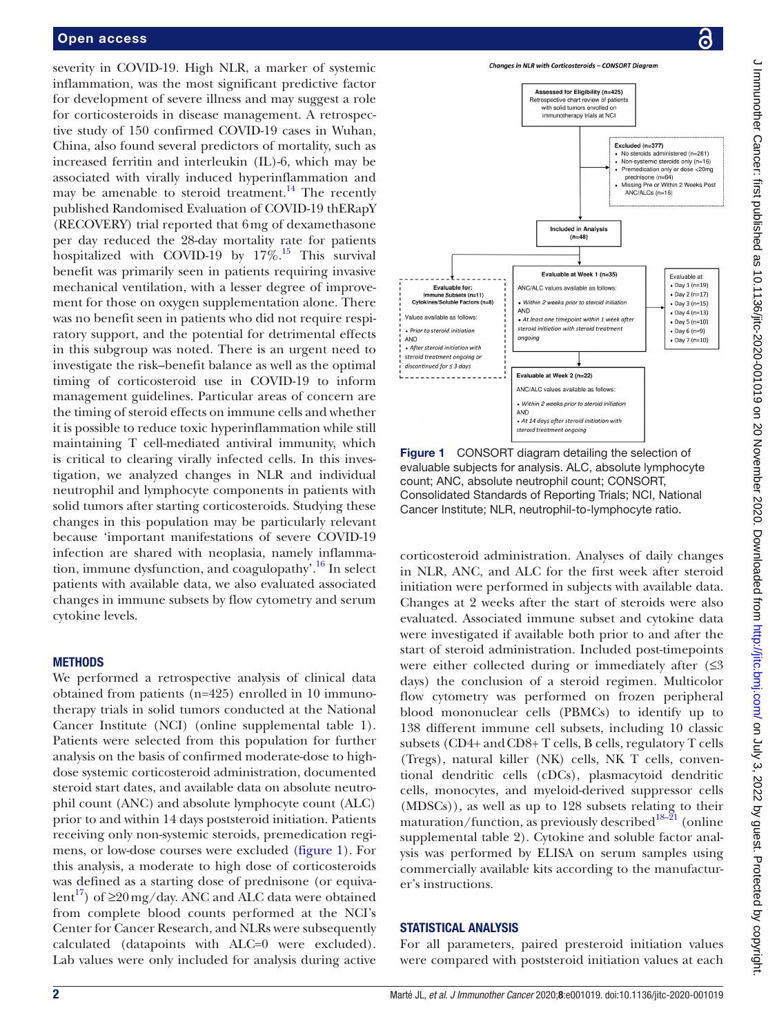severity in COVID-19. High NLR, a marker of systemic inflammation, was the most significant predictive factor for development of severe illness and may suggest a role for corticosteroids in disease management. A retrospective study of 150 confirmed COVID-19 cases in Wuhan, China, also found several predictors of mortality, such as increased ferritin and interleukin (IL)-6, which may be associated with virally induced hyperinflammation and may be amenable to steroid treatment.[14] The recently published Randomised Evaluation of COVID-19 thERapY (RECOVERY) trial reported that 6 mg of dexamethasone per day reduced the 28-day mortality rate for patients hospitalized with COVID-19 by 17%.[15] This survival benefit was primarily seen in patients requiring invasive mechanical ventilation, with a lesser degree of improvement for those on oxygen supplementation alone. There was no benefit seen in patients who did not require respiratory support, and the potential for detrimental effects in this subgroup was noted. There is an urgent need to investigate the risk–benefit balance as well as the optimal timing of corticosteroid use in COVID-19 to inform management guidelines. Particular areas of concern are the timing of steroid effects on immune cells and whether it is possible to reduce toxic hyperinflammation while still maintaining T cell-mediated antiviral immunity, which is critical to clearing virally infected cells. In this investigation, we analyzed changes in NLR and individual neutrophil and lymphocyte components in patients with solid tumors after starting corticosteroids. Studying these changes in this population may be particularly relevant because 'important manifestations of severe COVID-19 infection are shared with neoplasia, namely inflammation, immune dysfunction, and coagulopathy'.[16] In select patients with available data, we also evaluated associated changes in immune subsets by flow cytometry and serum cytokine levels.

## METHODS

We performed a retrospective analysis of clinical data obtained from patients (n=425) enrolled in 10 immunotherapy trials in solid tumors conducted at the National Cancer Institute (NCI) (online supplemental table 1). Patients were selected from this population for further analysis on the basis of confirmed moderate-dose to high-dose systemic corticosteroid administration, documented steroid start dates, and available data on absolute neutrophil count (ANC) and absolute lymphocyte count (ALC) prior to and within 14 days poststeroid initiation. Patients receiving only non-systemic steroids, premedication regimens, or low-dose courses were excluded (figure 1). For this analysis, a moderate to high dose of corticosteroids was defined as a starting dose of prednisone (or equivalent[17]) of ≥20 mg/day. ANC and ALC data were obtained from complete blood counts performed at the NCI's Center for Cancer Research, and NLRs were subsequently calculated (datapoints with ALC=0 were excluded). Lab values were only included for analysis during active

*Changes in NLR with Corticosteroids – CONSORT Diagram*

- **Assessed for Eligibility (n=425)**: Retrospective chart review of patients with solid tumors enrolled on immunotherapy trials at NCI
- **Excluded (n=377)**
  - No steroids administered (n=281)
  - Non-systemic steroids only (n=16)
  - Premedication only or dose <20mg prednisone (n=64)
  - Missing Pre or Within 2 Weeks Post ANC/ALCs (n=16)
- **Included in Analysis (n=48)**
- **Evaluable for: Immune Subsets (n=11), Cytokines/Soluble Factors (n=8)**
  - Values available as follows:
  - *Prior to steroid initiation* AND
  - *After steroid initiation with steroid treatment ongoing or discontinued for ≤ 3 days*
- **Evaluable at Week 1 (n=35)**
  - ANC/ALC values available as follows:
  - *Within 2 weeks prior to steroid initiation* AND
  - *At least one timepoint within 1 week after steroid initiation with steroid treatment ongoing*
- **Evaluable at:** Day 1 (n=19), Day 2 (n=17), Day 3 (n=15), Day 4 (n=13), Day 5 (n=10), Day 6 (n=9), Day 7 (n=10)
- **Evaluable at Week 2 (n=22)**
  - ANC/ALC values available as follows:
  - *Within 2 weeks prior to steroid initiation* AND
  - *At 14 days after steroid initiation with steroid treatment ongoing*

**Figure 1** CONSORT diagram detailing the selection of evaluable subjects for analysis. ALC, absolute lymphocyte count; ANC, absolute neutrophil count; CONSORT, Consolidated Standards of Reporting Trials; NCI, National Cancer Institute; NLR, neutrophil-to-lymphocyte ratio.

corticosteroid administration. Analyses of daily changes in NLR, ANC, and ALC for the first week after steroid initiation were performed in subjects with available data. Changes at 2 weeks after the start of steroids were also evaluated. Associated immune subset and cytokine data were investigated if available both prior to and after the start of steroid administration. Included post-timepoints were either collected during or immediately after (≤3 days) the conclusion of a steroid regimen. Multicolor flow cytometry was performed on frozen peripheral blood mononuclear cells (PBMCs) to identify up to 138 different immune cell subsets, including 10 classic subsets (CD4+ and CD8+ T cells, B cells, regulatory T cells (Tregs), natural killer (NK) cells, NK T cells, conventional dendritic cells (cDCs), plasmacytoid dendritic cells, monocytes, and myeloid-derived suppressor cells (MDSCs)), as well as up to 128 subsets relating to their maturation/function, as previously described[18–21] (online supplemental table 2). Cytokine and soluble factor analysis was performed by ELISA on serum samples using commercially available kits according to the manufacturer's instructions.

## STATISTICAL ANALYSIS

For all parameters, paired presteroid initiation values were compared with poststeroid initiation values at each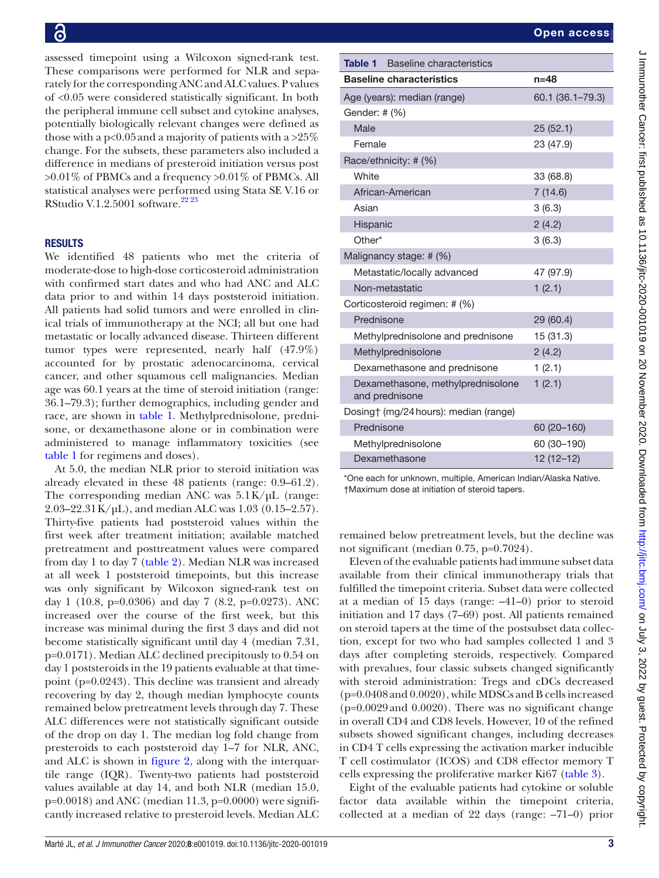assessed timepoint using a Wilcoxon signed-rank test. These comparisons were performed for NLR and separately for the corresponding ANC and ALC values. P values of <0.05 were considered statistically significant. In both the peripheral immune cell subset and cytokine analyses, potentially biologically relevant changes were defined as those with a p<0.05 and a majority of patients with a >25% change. For the subsets, these parameters also included a difference in medians of presteroid initiation versus post >0.01% of PBMCs and a frequency >0.01% of PBMCs. All statistical analyses were performed using Stata SE V.16 or RStudio V.1.2.5001 software.[22 23]

## RESULTS

We identified 48 patients who met the criteria of moderate-dose to high-dose corticosteroid administration with confirmed start dates and who had ANC and ALC data prior to and within 14 days poststeroid initiation. All patients had solid tumors and were enrolled in clinical trials of immunotherapy at the NCI; all but one had metastatic or locally advanced disease. Thirteen different tumor types were represented, nearly half (47.9%) accounted for by prostatic adenocarcinoma, cervical cancer, and other squamous cell malignancies. Median age was 60.1 years at the time of steroid initiation (range: 36.1–79.3); further demographics, including gender and race, are shown in table 1. Methylprednisolone, prednisone, or dexamethasone alone or in combination were administered to manage inflammatory toxicities (see table 1 for regimens and doses).

At 5.0, the median NLR prior to steroid initiation was already elevated in these 48 patients (range: 0.9–61.2). The corresponding median ANC was 5.1K/µL (range: 2.03–22.31K/µL), and median ALC was 1.03 (0.15–2.57). Thirty-five patients had poststeroid values within the first week after treatment initiation; available matched pretreatment and posttreatment values were compared from day 1 to day 7 (table 2). Median NLR was increased at all week 1 poststeroid timepoints, but this increase was only significant by Wilcoxon signed-rank test on day 1 (10.8, p=0.0306) and day 7 (8.2, p=0.0273). ANC increased over the course of the first week, but this increase was minimal during the first 3 days and did not become statistically significant until day 4 (median 7.31, p=0.0171). Median ALC declined precipitously to 0.54 on day 1 poststeroids in the 19 patients evaluable at that timepoint (p=0.0243). This decline was transient and already recovering by day 2, though median lymphocyte counts remained below pretreatment levels through day 7. These ALC differences were not statistically significant outside of the drop on day 1. The median log fold change from presteroids to each poststeroid day 1–7 for NLR, ANC, and ALC is shown in figure 2, along with the interquartile range (IQR). Twenty-two patients had poststeroid values available at day 14, and both NLR (median 15.0, p=0.0018) and ANC (median 11.3, p=0.0000) were significantly increased relative to presteroid levels. Median ALC remained below pretreatment levels, but the decline was not significant (median 0.75, p=0.7024).

**Table 1** Baseline characteristics

| Baseline characteristics | n=48 |
|---|---|
| Age (years): median (range) | 60.1 (36.1–79.3) |
| Gender: # (%) | |
| Male | 25 (52.1) |
| Female | 23 (47.9) |
| Race/ethnicity: # (%) | |
| White | 33 (68.8) |
| African-American | 7 (14.6) |
| Asian | 3 (6.3) |
| Hispanic | 2 (4.2) |
| Other* | 3 (6.3) |
| Malignancy stage: # (%) | |
| Metastatic/locally advanced | 47 (97.9) |
| Non-metastatic | 1 (2.1) |
| Corticosteroid regimen: # (%) | |
| Prednisone | 29 (60.4) |
| Methylprednisolone and prednisone | 15 (31.3) |
| Methylprednisolone | 2 (4.2) |
| Dexamethasone and prednisone | 1 (2.1) |
| Dexamethasone, methylprednisolone and prednisone | 1 (2.1) |
| Dosing† (mg/24hours): median (range) | |
| Prednisone | 60 (20–160) |
| Methylprednisolone | 60 (30–190) |
| Dexamethasone | 12 (12–12) |

*One each for unknown, multiple, American Indian/Alaska Native.
†Maximum dose at initiation of steroid tapers.

Eleven of the evaluable patients had immune subset data available from their clinical immunotherapy trials that fulfilled the timepoint criteria. Subset data were collected at a median of 15 days (range: –41–0) prior to steroid initiation and 17 days (7–69) post. All patients remained on steroid tapers at the time of the postsubset data collection, except for two who had samples collected 1 and 3 days after completing steroids, respectively. Compared with prevalues, four classic subsets changed significantly with steroid administration: Tregs and cDCs decreased (p=0.0408 and 0.0020), while MDSCs and B cells increased (p=0.0029 and 0.0020). There was no significant change in overall CD4 and CD8 levels. However, 10 of the refined subsets showed significant changes, including decreases in CD4 T cells expressing the activation marker inducible T cell costimulator (ICOS) and CD8 effector memory T cells expressing the proliferative marker Ki67 (table 3).

Eight of the evaluable patients had cytokine or soluble factor data available within the timepoint criteria, collected at a median of 22 days (range: –71–0) prior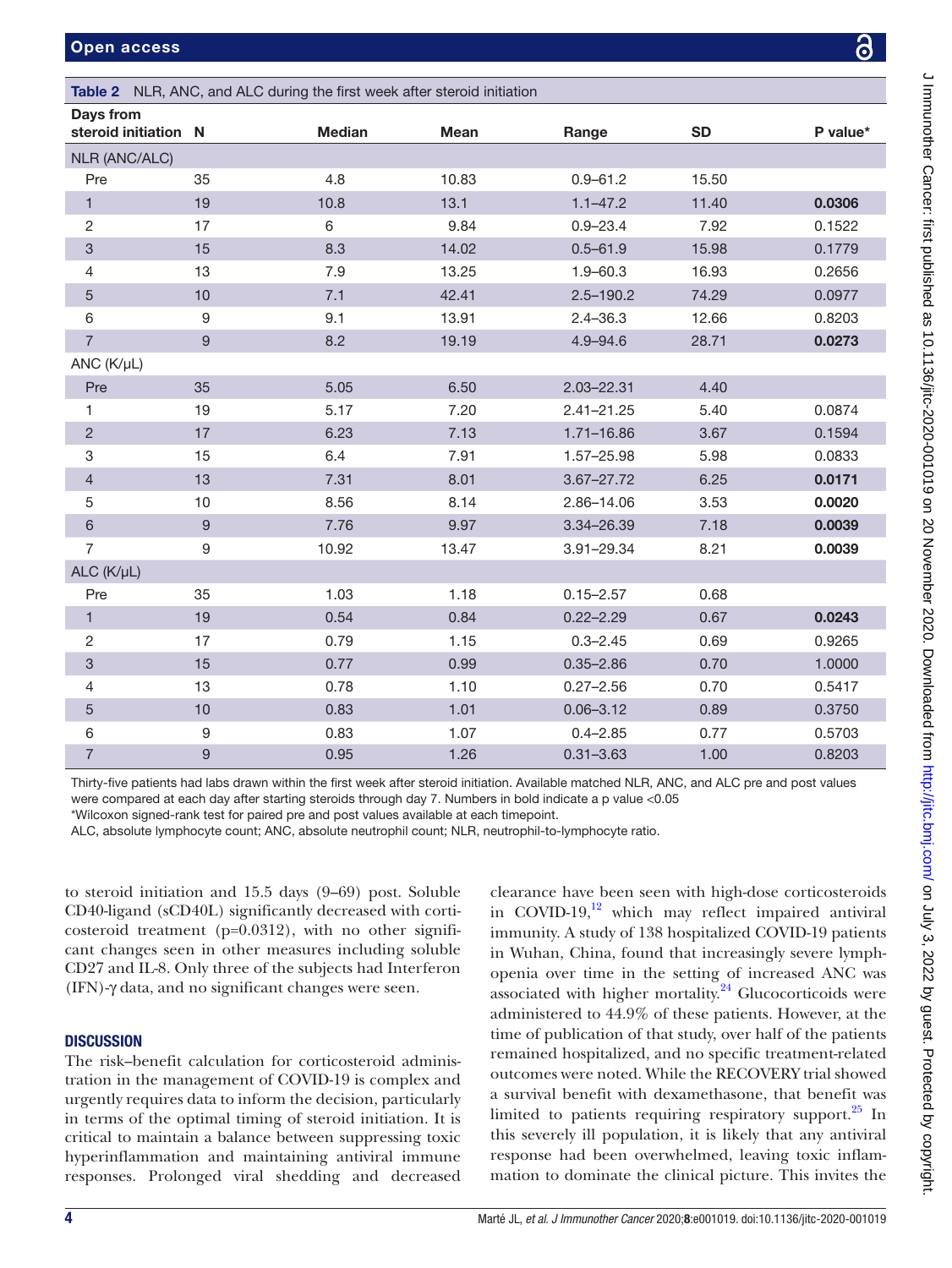**Table 2** NLR, ANC, and ALC during the first week after steroid initiation

| Days from steroid initiation | N | Median | Mean | Range | SD | P value* |
|---|---|---|---|---|---|---|
| NLR (ANC/ALC) | | | | | | |
| Pre | 35 | 4.8 | 10.83 | 0.9–61.2 | 15.50 | |
| 1 | 19 | 10.8 | 13.1 | 1.1–47.2 | 11.40 | **0.0306** |
| 2 | 17 | 6 | 9.84 | 0.9–23.4 | 7.92 | 0.1522 |
| 3 | 15 | 8.3 | 14.02 | 0.5–61.9 | 15.98 | 0.1779 |
| 4 | 13 | 7.9 | 13.25 | 1.9–60.3 | 16.93 | 0.2656 |
| 5 | 10 | 7.1 | 42.41 | 2.5–190.2 | 74.29 | 0.0977 |
| 6 | 9 | 9.1 | 13.91 | 2.4–36.3 | 12.66 | 0.8203 |
| 7 | 9 | 8.2 | 19.19 | 4.9–94.6 | 28.71 | **0.0273** |
| ANC (K/μL) | | | | | | |
| Pre | 35 | 5.05 | 6.50 | 2.03–22.31 | 4.40 | |
| 1 | 19 | 5.17 | 7.20 | 2.41–21.25 | 5.40 | 0.0874 |
| 2 | 17 | 6.23 | 7.13 | 1.71–16.86 | 3.67 | 0.1594 |
| 3 | 15 | 6.4 | 7.91 | 1.57–25.98 | 5.98 | 0.0833 |
| 4 | 13 | 7.31 | 8.01 | 3.67–27.72 | 6.25 | **0.0171** |
| 5 | 10 | 8.56 | 8.14 | 2.86–14.06 | 3.53 | **0.0020** |
| 6 | 9 | 7.76 | 9.97 | 3.34–26.39 | 7.18 | **0.0039** |
| 7 | 9 | 10.92 | 13.47 | 3.91–29.34 | 8.21 | **0.0039** |
| ALC (K/μL) | | | | | | |
| Pre | 35 | 1.03 | 1.18 | 0.15–2.57 | 0.68 | |
| 1 | 19 | 0.54 | 0.84 | 0.22–2.29 | 0.67 | **0.0243** |
| 2 | 17 | 0.79 | 1.15 | 0.3–2.45 | 0.69 | 0.9265 |
| 3 | 15 | 0.77 | 0.99 | 0.35–2.86 | 0.70 | 1.0000 |
| 4 | 13 | 0.78 | 1.10 | 0.27–2.56 | 0.70 | 0.5417 |
| 5 | 10 | 0.83 | 1.01 | 0.06–3.12 | 0.89 | 0.3750 |
| 6 | 9 | 0.83 | 1.07 | 0.4–2.85 | 0.77 | 0.5703 |
| 7 | 9 | 0.95 | 1.26 | 0.31–3.63 | 1.00 | 0.8203 |

Thirty-five patients had labs drawn within the first week after steroid initiation. Available matched NLR, ANC, and ALC pre and post values were compared at each day after starting steroids through day 7. Numbers in bold indicate a p value <0.05

*Wilcoxon signed-rank test for paired pre and post values available at each timepoint.

ALC, absolute lymphocyte count; ANC, absolute neutrophil count; NLR, neutrophil-to-lymphocyte ratio.

to steroid initiation and 15.5 days (9–69) post. Soluble CD40-ligand (sCD40L) significantly decreased with corticosteroid treatment (p=0.0312), with no other significant changes seen in other measures including soluble CD27 and IL-8. Only three of the subjects had Interferon (IFN)-γ data, and no significant changes were seen.

## DISCUSSION

The risk–benefit calculation for corticosteroid administration in the management of COVID-19 is complex and urgently requires data to inform the decision, particularly in terms of the optimal timing of steroid initiation. It is critical to maintain a balance between suppressing toxic hyperinflammation and maintaining antiviral immune responses. Prolonged viral shedding and decreased clearance have been seen with high-dose corticosteroids in COVID-19,[12] which may reflect impaired antiviral immunity. A study of 138 hospitalized COVID-19 patients in Wuhan, China, found that increasingly severe lymphopenia over time in the setting of increased ANC was associated with higher mortality.[24] Glucocorticoids were administered to 44.9% of these patients. However, at the time of publication of that study, over half of the patients remained hospitalized, and no specific treatment-related outcomes were noted. While the RECOVERY trial showed a survival benefit with dexamethasone, that benefit was limited to patients requiring respiratory support.[25] In this severely ill population, it is likely that any antiviral response had been overwhelmed, leaving toxic inflammation to dominate the clinical picture. This invites the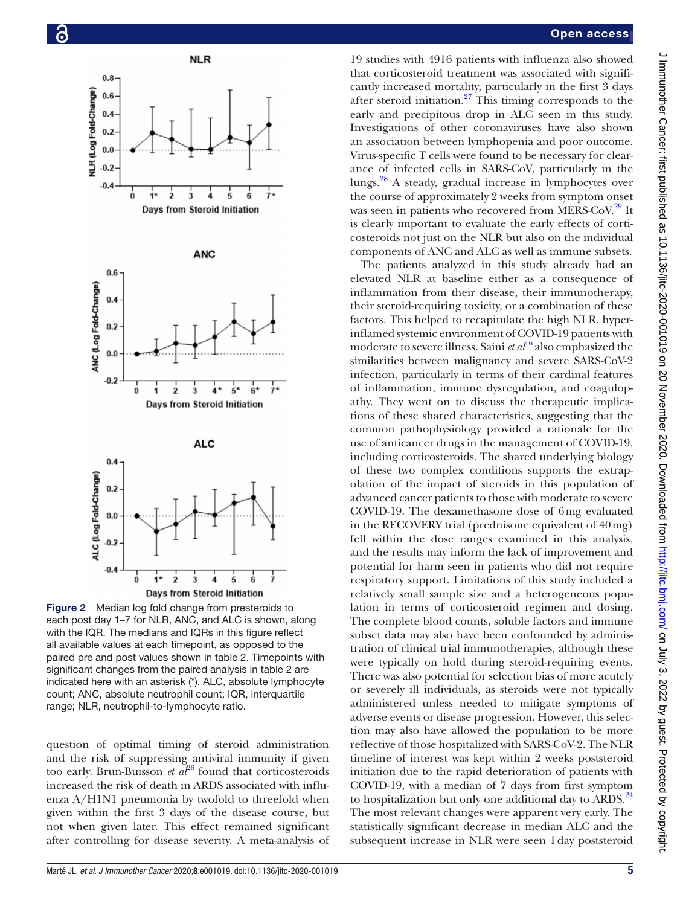Figure 2 Median log fold change from presteroids to each post day 1–7 for NLR, ANC, and ALC is shown, along with the IQR. The medians and IQRs in this figure reflect all available values at each timepoint, as opposed to the paired pre and post values shown in table 2. Timepoints with significant changes from the paired analysis in table 2 are indicated here with an asterisk (*). ALC, absolute lymphocyte count; ANC, absolute neutrophil count; IQR, interquartile range; NLR, neutrophil-to-lymphocyte ratio.

question of optimal timing of steroid administration and the risk of suppressing antiviral immunity if given too early. Brun-Buisson *et al*[26] found that corticosteroids increased the risk of death in ARDS associated with influenza A/H1N1 pneumonia by twofold to threefold when given within the first 3 days of the disease course, but not when given later. This effect remained significant after controlling for disease severity. A meta-analysis of 19 studies with 4916 patients with influenza also showed that corticosteroid treatment was associated with significantly increased mortality, particularly in the first 3 days after steroid initiation.[27] This timing corresponds to the early and precipitous drop in ALC seen in this study. Investigations of other coronaviruses have also shown an association between lymphopenia and poor outcome. Virus-specific T cells were found to be necessary for clearance of infected cells in SARS-CoV, particularly in the lungs.[28] A steady, gradual increase in lymphocytes over the course of approximately 2 weeks from symptom onset was seen in patients who recovered from MERS-CoV.[29] It is clearly important to evaluate the early effects of corticosteroids not just on the NLR but also on the individual components of ANC and ALC as well as immune subsets.

The patients analyzed in this study already had an elevated NLR at baseline either as a consequence of inflammation from their disease, their immunotherapy, their steroid-requiring toxicity, or a combination of these factors. This helped to recapitulate the high NLR, hyperinflamed systemic environment of COVID-19 patients with moderate to severe illness. Saini *et al*[16] also emphasized the similarities between malignancy and severe SARS-CoV-2 infection, particularly in terms of their cardinal features of inflammation, immune dysregulation, and coagulopathy. They went on to discuss the therapeutic implications of these shared characteristics, suggesting that the common pathophysiology provided a rationale for the use of anticancer drugs in the management of COVID-19, including corticosteroids. The shared underlying biology of these two complex conditions supports the extrapolation of the impact of steroids in this population of advanced cancer patients to those with moderate to severe COVID-19. The dexamethasone dose of 6mg evaluated in the RECOVERY trial (prednisone equivalent of 40mg) fell within the dose ranges examined in this analysis, and the results may inform the lack of improvement and potential for harm seen in patients who did not require respiratory support. Limitations of this study included a relatively small sample size and a heterogeneous population in terms of corticosteroid regimen and dosing. The complete blood counts, soluble factors and immune subset data may also have been confounded by administration of clinical trial immunotherapies, although these were typically on hold during steroid-requiring events. There was also potential for selection bias of more acutely or severely ill individuals, as steroids were not typically administered unless needed to mitigate symptoms of adverse events or disease progression. However, this selection may also have allowed the population to be more reflective of those hospitalized with SARS-CoV-2. The NLR timeline of interest was kept within 2 weeks poststeroid initiation due to the rapid deterioration of patients with COVID-19, with a median of 7 days from first symptom to hospitalization but only one additional day to ARDS.[24] The most relevant changes were apparent very early. The statistically significant decrease in median ALC and the subsequent increase in NLR were seen 1 day poststeroid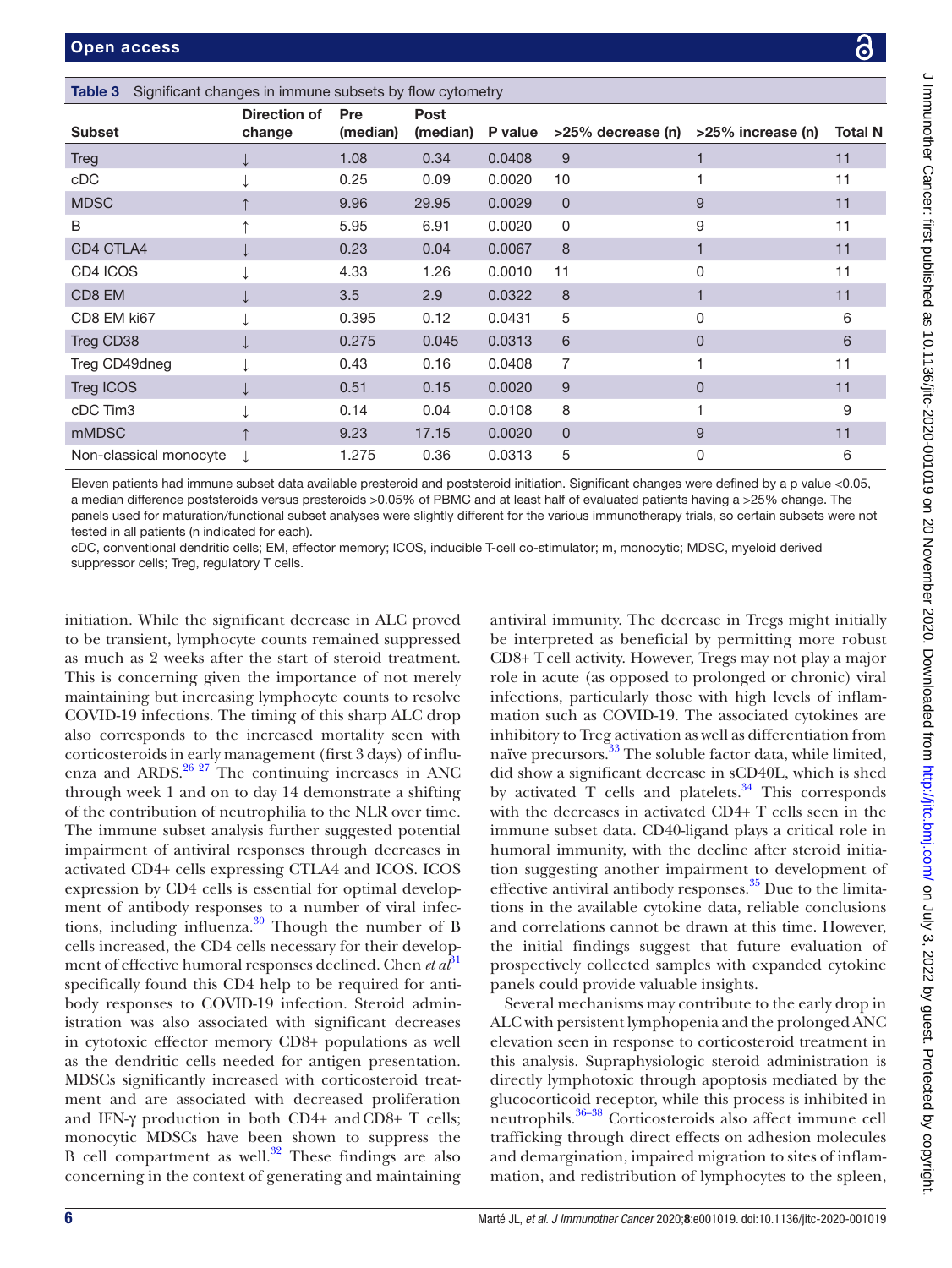**Table 3** Significant changes in immune subsets by flow cytometry

| Subset | Direction of change | Pre (median) | Post (median) | P value | >25% decrease (n) | >25% increase (n) | Total N |
|---|---|---|---|---|---|---|---|
| Treg | ↓ | 1.08 | 0.34 | 0.0408 | 9 | 1 | 11 |
| cDC | ↓ | 0.25 | 0.09 | 0.0020 | 10 | 1 | 11 |
| MDSC | ↑ | 9.96 | 29.95 | 0.0029 | 0 | 9 | 11 |
| B | ↑ | 5.95 | 6.91 | 0.0020 | 0 | 9 | 11 |
| CD4 CTLA4 | ↓ | 0.23 | 0.04 | 0.0067 | 8 | 1 | 11 |
| CD4 ICOS | ↓ | 4.33 | 1.26 | 0.0010 | 11 | 0 | 11 |
| CD8 EM | ↓ | 3.5 | 2.9 | 0.0322 | 8 | 1 | 11 |
| CD8 EM ki67 | ↓ | 0.395 | 0.12 | 0.0431 | 5 | 0 | 6 |
| Treg CD38 | ↓ | 0.275 | 0.045 | 0.0313 | 6 | 0 | 6 |
| Treg CD49dneg | ↓ | 0.43 | 0.16 | 0.0408 | 7 | 1 | 11 |
| Treg ICOS | ↓ | 0.51 | 0.15 | 0.0020 | 9 | 0 | 11 |
| cDC Tim3 | ↓ | 0.14 | 0.04 | 0.0108 | 8 | 1 | 9 |
| mMDSC | ↑ | 9.23 | 17.15 | 0.0020 | 0 | 9 | 11 |
| Non-classical monocyte | ↓ | 1.275 | 0.36 | 0.0313 | 5 | 0 | 6 |

Eleven patients had immune subset data available presteroid and poststeroid initiation. Significant changes were defined by a p value <0.05, a median difference poststeroids versus presteroids >0.05% of PBMC and at least half of evaluated patients having a >25% change. The panels used for maturation/functional subset analyses were slightly different for the various immunotherapy trials, so certain subsets were not tested in all patients (n indicated for each).

cDC, conventional dendritic cells; EM, effector memory; ICOS, inducible T-cell co-stimulator; m, monocytic; MDSC, myeloid derived suppressor cells; Treg, regulatory T cells.

initiation. While the significant decrease in ALC proved to be transient, lymphocyte counts remained suppressed as much as 2 weeks after the start of steroid treatment. This is concerning given the importance of not merely maintaining but increasing lymphocyte counts to resolve COVID-19 infections. The timing of this sharp ALC drop also corresponds to the increased mortality seen with corticosteroids in early management (first 3 days) of influenza and ARDS.[26 27] The continuing increases in ANC through week 1 and on to day 14 demonstrate a shifting of the contribution of neutrophilia to the NLR over time. The immune subset analysis further suggested potential impairment of antiviral responses through decreases in activated CD4+ cells expressing CTLA4 and ICOS. ICOS expression by CD4 cells is essential for optimal development of antibody responses to a number of viral infections, including influenza.[30] Though the number of B cells increased, the CD4 cells necessary for their development of effective humoral responses declined. Chen *et al*[31] specifically found this CD4 help to be required for antibody responses to COVID-19 infection. Steroid administration was also associated with significant decreases in cytotoxic effector memory CD8+ populations as well as the dendritic cells needed for antigen presentation. MDSCs significantly increased with corticosteroid treatment and are associated with decreased proliferation and IFN-γ production in both CD4+ and CD8+ T cells; monocytic MDSCs have been shown to suppress the B cell compartment as well.[32] These findings are also concerning in the context of generating and maintaining antiviral immunity. The decrease in Tregs might initially be interpreted as beneficial by permitting more robust CD8+ T cell activity. However, Tregs may not play a major role in acute (as opposed to prolonged or chronic) viral infections, particularly those with high levels of inflammation such as COVID-19. The associated cytokines are inhibitory to Treg activation as well as differentiation from naïve precursors.[33] The soluble factor data, while limited, did show a significant decrease in sCD40L, which is shed by activated T cells and platelets.[34] This corresponds with the decreases in activated CD4+ T cells seen in the immune subset data. CD40-ligand plays a critical role in humoral immunity, with the decline after steroid initiation suggesting another impairment to development of effective antiviral antibody responses.[35] Due to the limitations in the available cytokine data, reliable conclusions and correlations cannot be drawn at this time. However, the initial findings suggest that future evaluation of prospectively collected samples with expanded cytokine panels could provide valuable insights.

Several mechanisms may contribute to the early drop in ALC with persistent lymphopenia and the prolonged ANC elevation seen in response to corticosteroid treatment in this analysis. Supraphysiologic steroid administration is directly lymphotoxic through apoptosis mediated by the glucocorticoid receptor, while this process is inhibited in neutrophils.[36–38] Corticosteroids also affect immune cell trafficking through direct effects on adhesion molecules and demargination, impaired migration to sites of inflammation, and redistribution of lymphocytes to the spleen,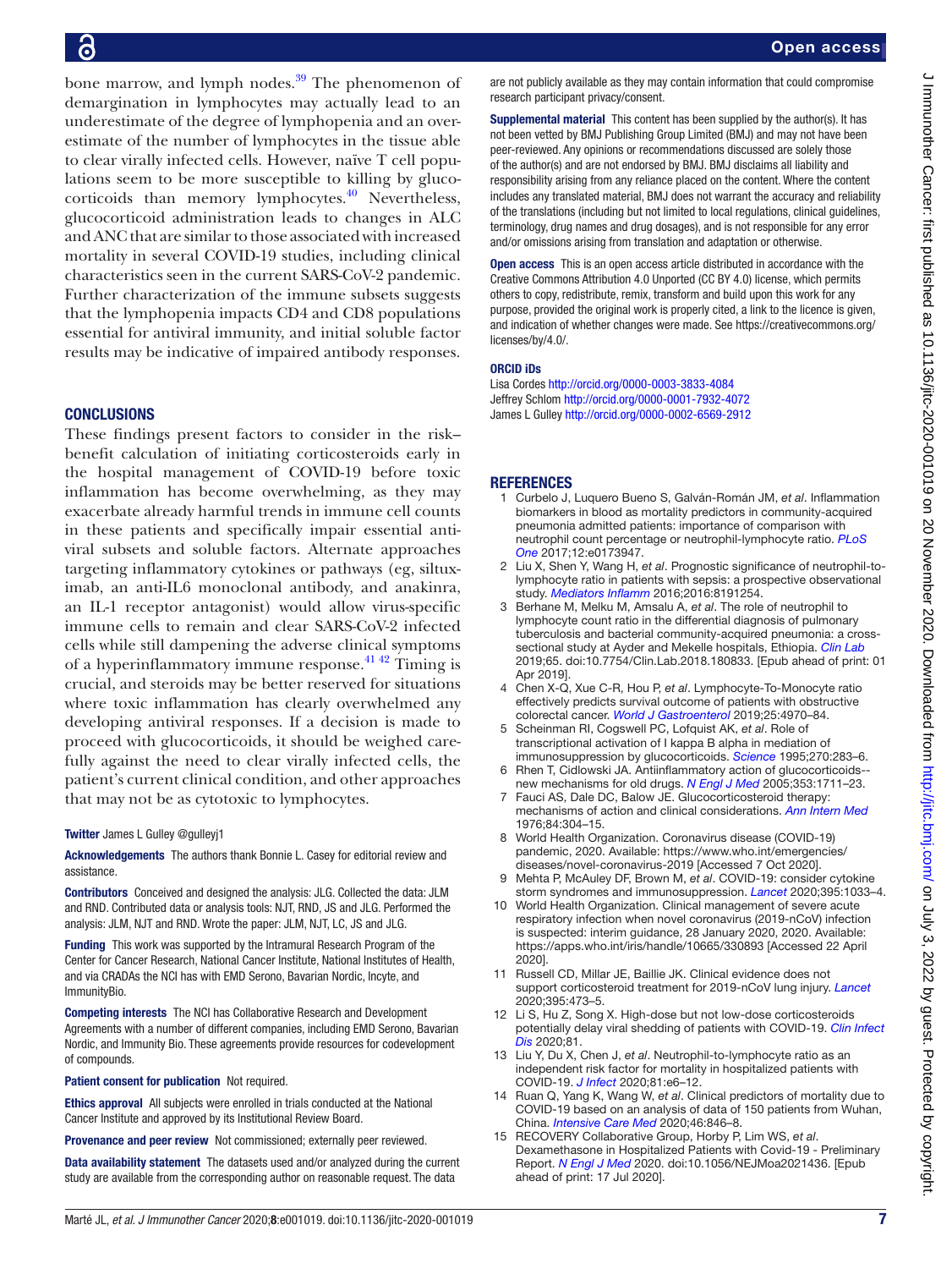bone marrow, and lymph nodes.[39] The phenomenon of demargination in lymphocytes may actually lead to an underestimate of the degree of lymphopenia and an overestimate of the number of lymphocytes in the tissue able to clear virally infected cells. However, naïve T cell populations seem to be more susceptible to killing by glucocorticoids than memory lymphocytes.[40] Nevertheless, glucocorticoid administration leads to changes in ALC and ANC that are similar to those associated with increased mortality in several COVID-19 studies, including clinical characteristics seen in the current SARS-CoV-2 pandemic. Further characterization of the immune subsets suggests that the lymphopenia impacts CD4 and CD8 populations essential for antiviral immunity, and initial soluble factor results may be indicative of impaired antibody responses.

## CONCLUSIONS

These findings present factors to consider in the risk–benefit calculation of initiating corticosteroids early in the hospital management of COVID-19 before toxic inflammation has become overwhelming, as they may exacerbate already harmful trends in immune cell counts in these patients and specifically impair essential antiviral subsets and soluble factors. Alternate approaches targeting inflammatory cytokines or pathways (eg, siltuximab, an anti-IL6 monoclonal antibody, and anakinra, an IL-1 receptor antagonist) would allow virus-specific immune cells to remain and clear SARS-CoV-2 infected cells while still dampening the adverse clinical symptoms of a hyperinflammatory immune response.[41 42] Timing is crucial, and steroids may be better reserved for situations where toxic inflammation has clearly overwhelmed any developing antiviral responses. If a decision is made to proceed with glucocorticoids, it should be weighed carefully against the need to clear virally infected cells, the patient's current clinical condition, and other approaches that may not be as cytotoxic to lymphocytes.

**Twitter** James L Gulley @gulleyj1

**Acknowledgements** The authors thank Bonnie L. Casey for editorial review and assistance.

**Contributors** Conceived and designed the analysis: JLG. Collected the data: JLM and RND. Contributed data or analysis tools: NJT, RND, JS and JLG. Performed the analysis: JLM, NJT and RND. Wrote the paper: JLM, NJT, LC, JS and JLG.

**Funding** This work was supported by the Intramural Research Program of the Center for Cancer Research, National Cancer Institute, National Institutes of Health, and via CRADAs the NCI has with EMD Serono, Bavarian Nordic, Incyte, and ImmunityBio.

**Competing interests** The NCI has Collaborative Research and Development Agreements with a number of different companies, including EMD Serono, Bavarian Nordic, and Immunity Bio. These agreements provide resources for codevelopment of compounds.

**Patient consent for publication** Not required.

**Ethics approval** All subjects were enrolled in trials conducted at the National Cancer Institute and approved by its Institutional Review Board.

**Provenance and peer review** Not commissioned; externally peer reviewed.

**Data availability statement** The datasets used and/or analyzed during the current study are available from the corresponding author on reasonable request. The data are not publicly available as they may contain information that could compromise research participant privacy/consent.

**Supplemental material** This content has been supplied by the author(s). It has not been vetted by BMJ Publishing Group Limited (BMJ) and may not have been peer-reviewed. Any opinions or recommendations discussed are solely those of the author(s) and are not endorsed by BMJ. BMJ disclaims all liability and responsibility arising from any reliance placed on the content. Where the content includes any translated material, BMJ does not warrant the accuracy and reliability of the translations (including but not limited to local regulations, clinical guidelines, terminology, drug names and drug dosages), and is not responsible for any error and/or omissions arising from translation and adaptation or otherwise.

**Open access** This is an open access article distributed in accordance with the Creative Commons Attribution 4.0 Unported (CC BY 4.0) license, which permits others to copy, redistribute, remix, transform and build upon this work for any purpose, provided the original work is properly cited, a link to the licence is given, and indication of whether changes were made. See https://creativecommons.org/licenses/by/4.0/.

**ORCID iDs**

Lisa Cordes http://orcid.org/0000-0003-3833-4084
Jeffrey Schlom http://orcid.org/0000-0001-7932-4072
James L Gulley http://orcid.org/0000-0002-6569-2912

## REFERENCES

1. Curbelo J, Luquero Bueno S, Galván-Román JM, *et al*. Inflammation biomarkers in blood as mortality predictors in community-acquired pneumonia admitted patients: importance of comparison with neutrophil count percentage or neutrophil-lymphocyte ratio. *PLoS One* 2017;12:e0173947.
2. Liu X, Shen Y, Wang H, *et al*. Prognostic significance of neutrophil-to-lymphocyte ratio in patients with sepsis: a prospective observational study. *Mediators Inflamm* 2016;2016:8191254.
3. Berhane M, Melku M, Amsalu A, *et al*. The role of neutrophil to lymphocyte count ratio in the differential diagnosis of pulmonary tuberculosis and bacterial community-acquired pneumonia: a cross-sectional study at Ayder and Mekelle hospitals, Ethiopia. *Clin Lab* 2019;65. doi:10.7754/Clin.Lab.2018.180833. [Epub ahead of print: 01 Apr 2019].
4. Chen X-Q, Xue C-R, Hou P, *et al*. Lymphocyte-To-Monocyte ratio effectively predicts survival outcome of patients with obstructive colorectal cancer. *World J Gastroenterol* 2019;25:4970–84.
5. Scheinman RI, Cogswell PC, Lofquist AK, *et al*. Role of transcriptional activation of I kappa B alpha in mediation of immunosuppression by glucocorticoids. *Science* 1995;270:283–6.
6. Rhen T, Cidlowski JA. Antiinflammatory action of glucocorticoids--new mechanisms for old drugs. *N Engl J Med* 2005;353:1711–23.
7. Fauci AS, Dale DC, Balow JE. Glucocorticosteroid therapy: mechanisms of action and clinical considerations. *Ann Intern Med* 1976;84:304–15.
8. World Health Organization. Coronavirus disease (COVID-19) pandemic, 2020. Available: https://www.who.int/emergencies/diseases/novel-coronavirus-2019 [Accessed 7 Oct 2020].
9. Mehta P, McAuley DF, Brown M, *et al*. COVID-19: consider cytokine storm syndromes and immunosuppression. *Lancet* 2020;395:1033–4.
10. World Health Organization. Clinical management of severe acute respiratory infection when novel coronavirus (2019-nCoV) infection is suspected: interim guidance, 28 January 2020, 2020. Available: https://apps.who.int/iris/handle/10665/330893 [Accessed 22 April 2020].
11. Russell CD, Millar JE, Baillie JK. Clinical evidence does not support corticosteroid treatment for 2019-nCoV lung injury. *Lancet* 2020;395:473–5.
12. Li S, Hu Z, Song X. High-dose but not low-dose corticosteroids potentially delay viral shedding of patients with COVID-19. *Clin Infect Dis* 2020;81.
13. Liu Y, Du X, Chen J, *et al*. Neutrophil-to-lymphocyte ratio as an independent risk factor for mortality in hospitalized patients with COVID-19. *J Infect* 2020;81:e6–12.
14. Ruan Q, Yang K, Wang W, *et al*. Clinical predictors of mortality due to COVID-19 based on an analysis of data of 150 patients from Wuhan, China. *Intensive Care Med* 2020;46:846–8.
15. RECOVERY Collaborative Group, Horby P, Lim WS, *et al*. Dexamethasone in Hospitalized Patients with Covid-19 - Preliminary Report. *N Engl J Med* 2020. doi:10.1056/NEJMoa2021436. [Epub ahead of print: 17 Jul 2020].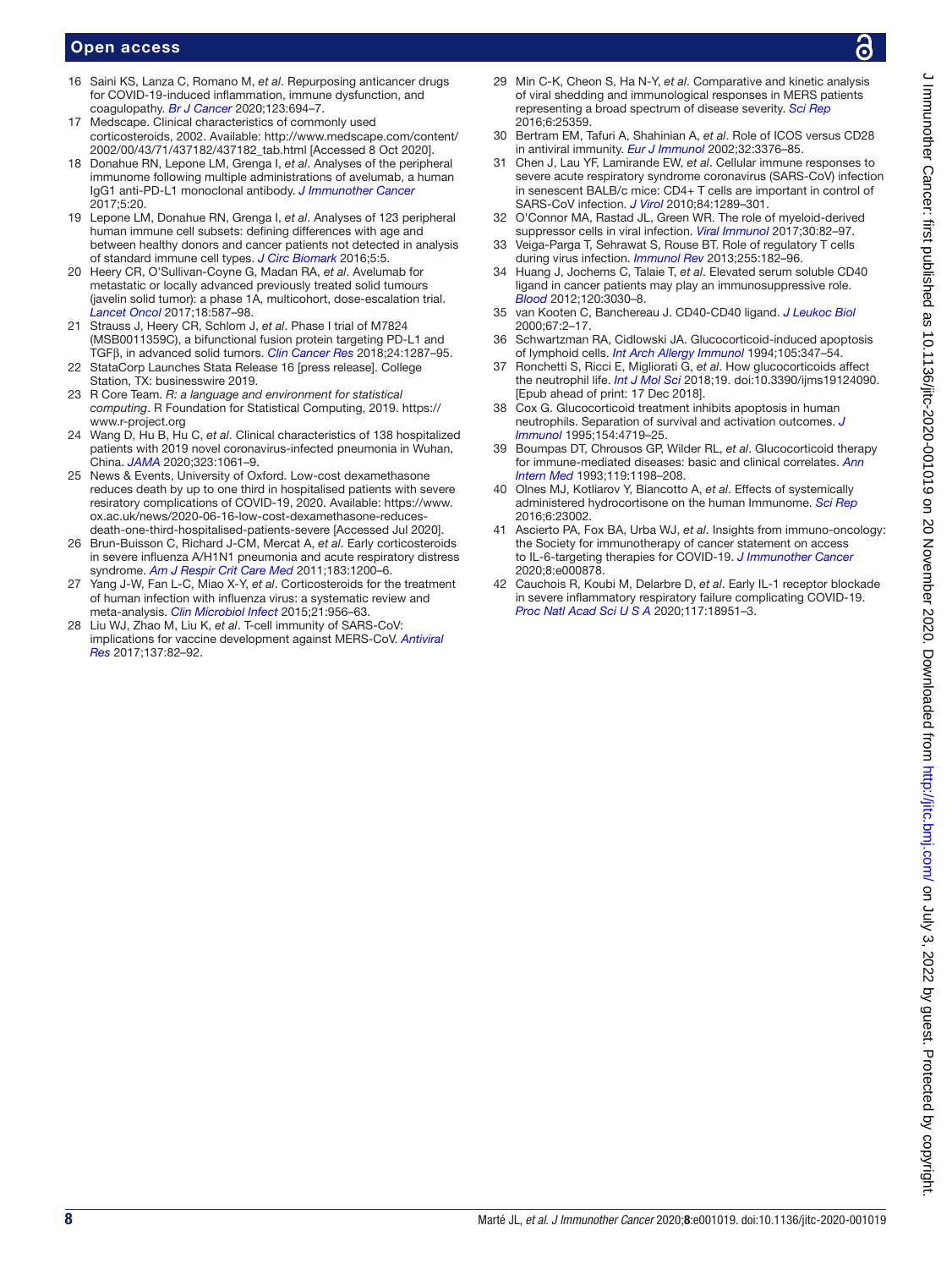16 Saini KS, Lanza C, Romano M, *et al*. Repurposing anticancer drugs for COVID-19-induced inflammation, immune dysfunction, and coagulopathy. *Br J Cancer* 2020;123:694–7.

17 Medscape. Clinical characteristics of commonly used corticosteroids, 2002. Available: http://www.medscape.com/content/2002/00/43/71/437182/437182_tab.html [Accessed 8 Oct 2020].

18 Donahue RN, Lepone LM, Grenga I, *et al*. Analyses of the peripheral immunome following multiple administrations of avelumab, a human IgG1 anti-PD-L1 monoclonal antibody. *J Immunother Cancer* 2017;5:20.

19 Lepone LM, Donahue RN, Grenga I, *et al*. Analyses of 123 peripheral human immune cell subsets: defining differences with age and between healthy donors and cancer patients not detected in analysis of standard immune cell types. *J Circ Biomark* 2016;5:5.

20 Heery CR, O'Sullivan-Coyne G, Madan RA, *et al*. Avelumab for metastatic or locally advanced previously treated solid tumours (javelin solid tumor): a phase 1A, multicohort, dose-escalation trial. *Lancet Oncol* 2017;18:587–98.

21 Strauss J, Heery CR, Schlom J, *et al*. Phase I trial of M7824 (MSB0011359C), a bifunctional fusion protein targeting PD-L1 and TGFβ, in advanced solid tumors. *Clin Cancer Res* 2018;24:1287–95.

22 StataCorp Launches Stata Release 16 [press release]. College Station, TX: businesswire 2019.

23 R Core Team. *R: a language and environment for statistical computing*. R Foundation for Statistical Computing, 2019. https://www.r-project.org

24 Wang D, Hu B, Hu C, *et al*. Clinical characteristics of 138 hospitalized patients with 2019 novel coronavirus-infected pneumonia in Wuhan, China. *JAMA* 2020;323:1061–9.

25 News & Events, University of Oxford. Low-cost dexamethasone reduces death by up to one third in hospitalised patients with severe resiratory complications of COVID-19, 2020. Available: https://www.ox.ac.uk/news/2020-06-16-low-cost-dexamethasone-reduces-death-one-third-hospitalised-patients-severe [Accessed Jul 2020].

26 Brun-Buisson C, Richard J-CM, Mercat A, *et al*. Early corticosteroids in severe influenza A/H1N1 pneumonia and acute respiratory distress syndrome. *Am J Respir Crit Care Med* 2011;183:1200–6.

27 Yang J-W, Fan L-C, Miao X-Y, *et al*. Corticosteroids for the treatment of human infection with influenza virus: a systematic review and meta-analysis. *Clin Microbiol Infect* 2015;21:956–63.

28 Liu WJ, Zhao M, Liu K, *et al*. T-cell immunity of SARS-CoV: implications for vaccine development against MERS-CoV. *Antiviral Res* 2017;137:82–92.

29 Min C-K, Cheon S, Ha N-Y, *et al*. Comparative and kinetic analysis of viral shedding and immunological responses in MERS patients representing a broad spectrum of disease severity. *Sci Rep* 2016;6:25359.

30 Bertram EM, Tafuri A, Shahinian A, *et al*. Role of ICOS versus CD28 in antiviral immunity. *Eur J Immunol* 2002;32:3376–85.

31 Chen J, Lau YF, Lamirande EW, *et al*. Cellular immune responses to severe acute respiratory syndrome coronavirus (SARS-CoV) infection in senescent BALB/c mice: CD4+ T cells are important in control of SARS-CoV infection. *J Virol* 2010;84:1289–301.

32 O'Connor MA, Rastad JL, Green WR. The role of myeloid-derived suppressor cells in viral infection. *Viral Immunol* 2017;30:82–97.

33 Veiga-Parga T, Sehrawat S, Rouse BT. Role of regulatory T cells during virus infection. *Immunol Rev* 2013;255:182–96.

34 Huang J, Jochems C, Talaie T, *et al*. Elevated serum soluble CD40 ligand in cancer patients may play an immunosuppressive role. *Blood* 2012;120:3030–8.

35 van Kooten C, Banchereau J. CD40-CD40 ligand. *J Leukoc Biol* 2000;67:2–17.

36 Schwartzman RA, Cidlowski JA. Glucocorticoid-induced apoptosis of lymphoid cells. *Int Arch Allergy Immunol* 1994;105:347–54.

37 Ronchetti S, Ricci E, Migliorati G, *et al*. How glucocorticoids affect the neutrophil life. *Int J Mol Sci* 2018;19. doi:10.3390/ijms19124090. [Epub ahead of print: 17 Dec 2018].

38 Cox G. Glucocorticoid treatment inhibits apoptosis in human neutrophils. Separation of survival and activation outcomes. *J Immunol* 1995;154:4719–25.

39 Boumpas DT, Chrousos GP, Wilder RL, *et al*. Glucocorticoid therapy for immune-mediated diseases: basic and clinical correlates. *Ann Intern Med* 1993;119:1198–208.

40 Olnes MJ, Kotliarov Y, Biancotto A, *et al*. Effects of systemically administered hydrocortisone on the human Immunome. *Sci Rep* 2016;6:23002.

41 Ascierto PA, Fox BA, Urba WJ, *et al*. Insights from immuno-oncology: the Society for immunotherapy of cancer statement on access to IL-6-targeting therapies for COVID-19. *J Immunother Cancer* 2020;8:e000878.

42 Cauchois R, Koubi M, Delarbre D, *et al*. Early IL-1 receptor blockade in severe inflammatory respiratory failure complicating COVID-19. *Proc Natl Acad Sci U S A* 2020;117:18951–3.